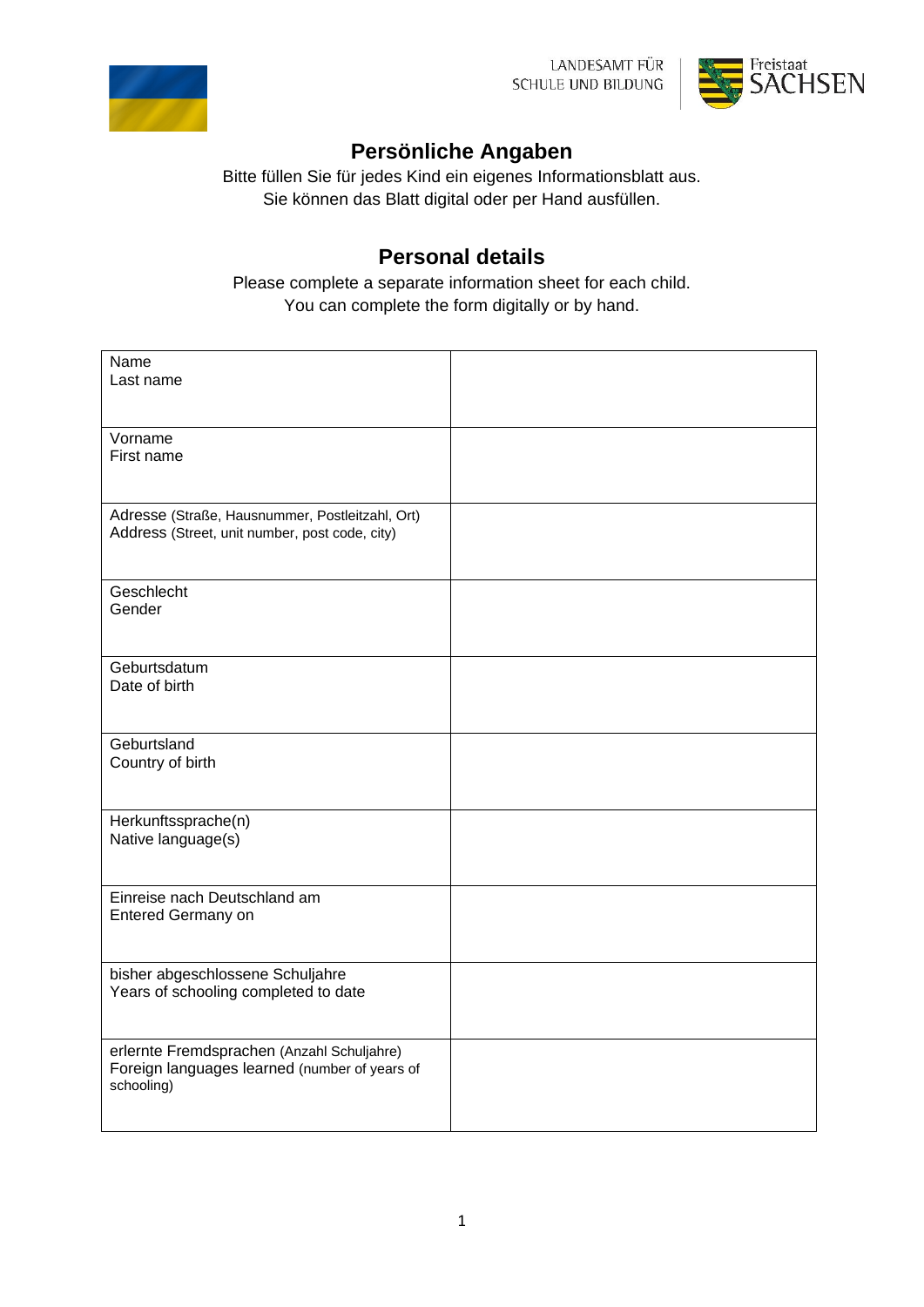LANDESAMT FÜR SCHULE UND BILDUNG

Freistaat SACHSEN

## Persönliche Angaben

Bitte füllen Sie für jedes Kind ein eigenes Informationsblatt aus.
Sie können das Blatt digital oder per Hand ausfüllen.

## Personal details

Please complete a separate information sheet for each child.
You can complete the form digitally or by hand.

| | |
|---|---|
| Name<br>Last name | |
| Vorname<br>First name | |
| Adresse (Straße, Hausnummer, Postleitzahl, Ort)<br>Address (Street, unit number, post code, city) | |
| Geschlecht<br>Gender | |
| Geburtsdatum<br>Date of birth | |
| Geburtsland<br>Country of birth | |
| Herkunftssprache(n)<br>Native language(s) | |
| Einreise nach Deutschland am<br>Entered Germany on | |
| bisher abgeschlossene Schuljahre<br>Years of schooling completed to date | |
| erlernte Fremdsprachen (Anzahl Schuljahre)<br>Foreign languages learned (number of years of schooling) | |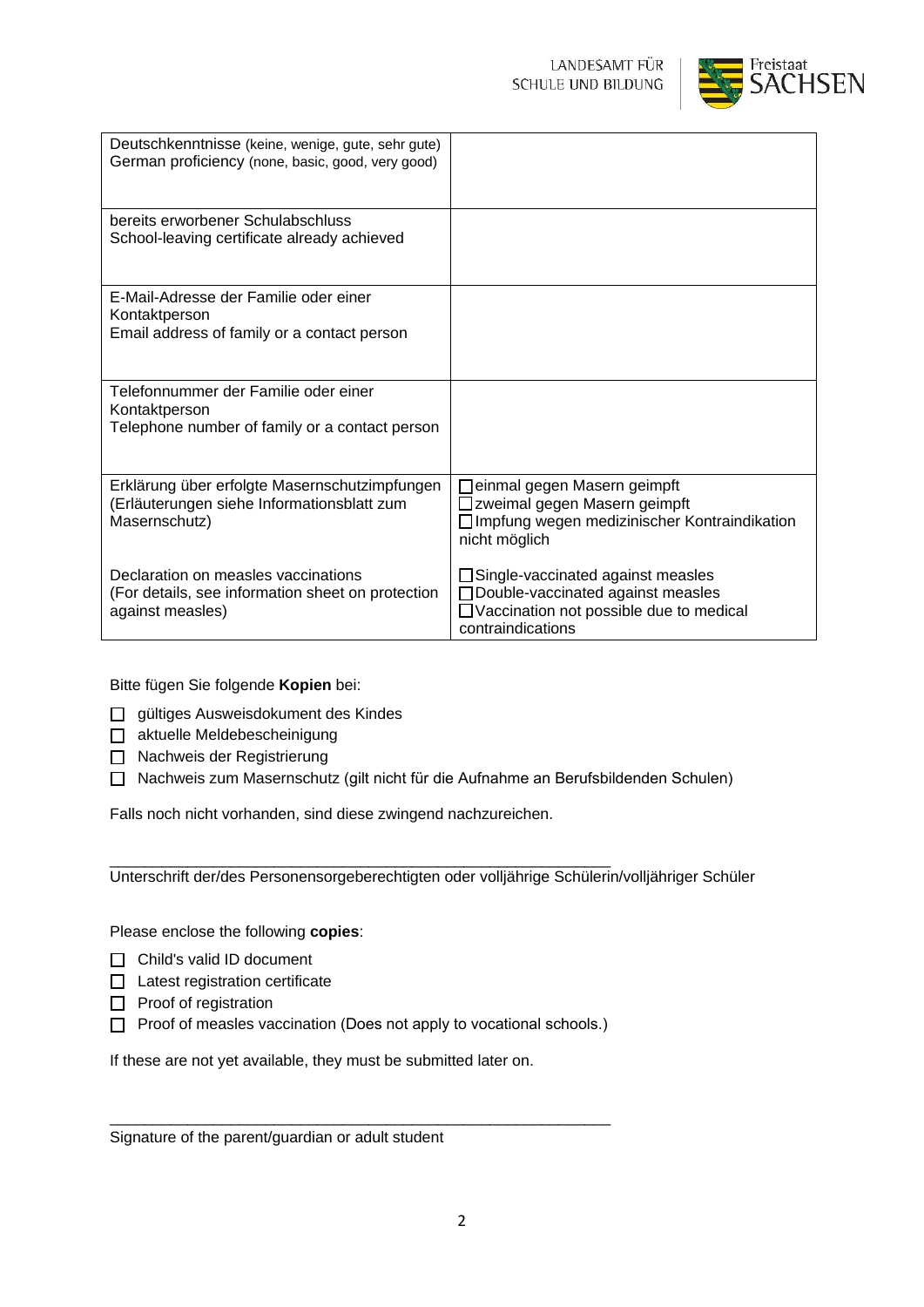| | |
|---|---|
| Deutschkenntnisse (keine, wenige, gute, sehr gute)<br>German proficiency (none, basic, good, very good) | |
| bereits erworbener Schulabschluss<br>School-leaving certificate already achieved | |
| E-Mail-Adresse der Familie oder einer Kontaktperson<br>Email address of family or a contact person | |
| Telefonnummer der Familie oder einer Kontaktperson<br>Telephone number of family or a contact person | |
| Erklärung über erfolgte Masernschutzimpfungen (Erläuterungen siehe Informationsblatt zum Masernschutz)<br><br>Declaration on measles vaccinations (For details, see information sheet on protection against measles) | ☐ einmal gegen Masern geimpft<br>☐ zweimal gegen Masern geimpft<br>☐ Impfung wegen medizinischer Kontraindikation nicht möglich<br><br>☐ Single-vaccinated against measles<br>☐ Double-vaccinated against measles<br>☐ Vaccination not possible due to medical contraindications |

Bitte fügen Sie folgende **Kopien** bei:

- ☐ gültiges Ausweisdokument des Kindes
- ☐ aktuelle Meldebescheinigung
- ☐ Nachweis der Registrierung
- ☐ Nachweis zum Masernschutz (gilt nicht für die Aufnahme an Berufsbildenden Schulen)

Falls noch nicht vorhanden, sind diese zwingend nachzureichen.

\_\_\_\_\_\_\_\_\_\_\_\_\_\_\_\_\_\_\_\_\_\_\_\_\_\_\_\_\_\_\_\_\_\_\_\_\_\_\_\_\_\_\_\_\_\_\_\_\_\_\_\_\_\_\_\_

Unterschrift der/des Personensorgeberechtigten oder volljährige Schülerin/volljähriger Schüler

Please enclose the following **copies**:

- ☐ Child's valid ID document
- ☐ Latest registration certificate
- ☐ Proof of registration
- ☐ Proof of measles vaccination (Does not apply to vocational schools.)

If these are not yet available, they must be submitted later on.

\_\_\_\_\_\_\_\_\_\_\_\_\_\_\_\_\_\_\_\_\_\_\_\_\_\_\_\_\_\_\_\_\_\_\_\_\_\_\_\_\_\_\_\_\_\_\_\_\_\_\_\_\_\_\_\_

Signature of the parent/guardian or adult student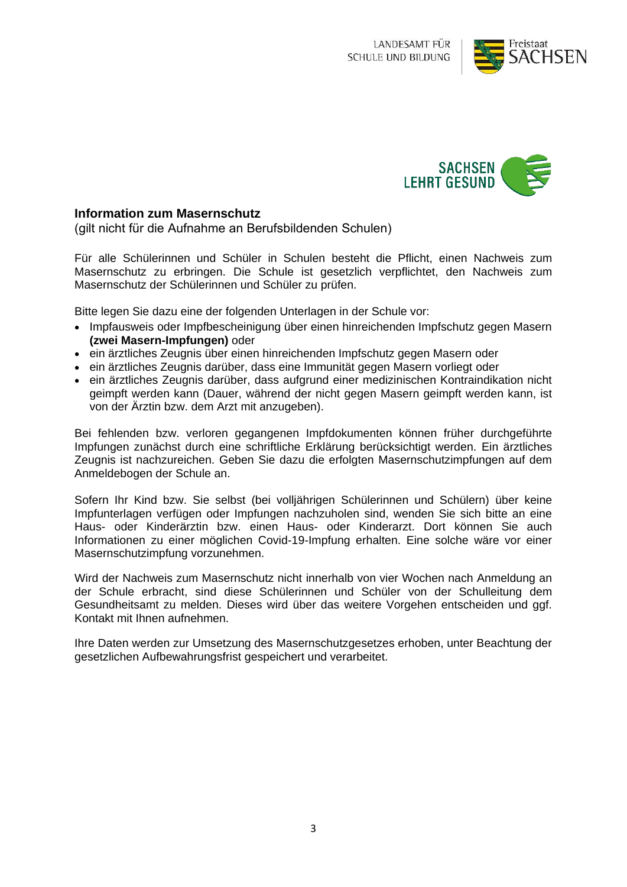## Information zum Masernschutz

(gilt nicht für die Aufnahme an Berufsbildenden Schulen)

Für alle Schülerinnen und Schüler in Schulen besteht die Pflicht, einen Nachweis zum Masernschutz zu erbringen. Die Schule ist gesetzlich verpflichtet, den Nachweis zum Masernschutz der Schülerinnen und Schüler zu prüfen.

Bitte legen Sie dazu eine der folgenden Unterlagen in der Schule vor:

- Impfausweis oder Impfbescheinigung über einen hinreichenden Impfschutz gegen Masern **(zwei Masern-Impfungen)** oder
- ein ärztliches Zeugnis über einen hinreichenden Impfschutz gegen Masern oder
- ein ärztliches Zeugnis darüber, dass eine Immunität gegen Masern vorliegt oder
- ein ärztliches Zeugnis darüber, dass aufgrund einer medizinischen Kontraindikation nicht geimpft werden kann (Dauer, während der nicht gegen Masern geimpft werden kann, ist von der Ärztin bzw. dem Arzt mit anzugeben).

Bei fehlenden bzw. verloren gegangenen Impfdokumenten können früher durchgeführte Impfungen zunächst durch eine schriftliche Erklärung berücksichtigt werden. Ein ärztliches Zeugnis ist nachzureichen. Geben Sie dazu die erfolgten Masernschutzimpfungen auf dem Anmeldebogen der Schule an.

Sofern Ihr Kind bzw. Sie selbst (bei volljährigen Schülerinnen und Schülern) über keine Impfunterlagen verfügen oder Impfungen nachzuholen sind, wenden Sie sich bitte an eine Haus- oder Kinderärztin bzw. einen Haus- oder Kinderarzt. Dort können Sie auch Informationen zu einer möglichen Covid-19-Impfung erhalten. Eine solche wäre vor einer Masernschutzimpfung vorzunehmen.

Wird der Nachweis zum Masernschutz nicht innerhalb von vier Wochen nach Anmeldung an der Schule erbracht, sind diese Schülerinnen und Schüler von der Schulleitung dem Gesundheitsamt zu melden. Dieses wird über das weitere Vorgehen entscheiden und ggf. Kontakt mit Ihnen aufnehmen.

Ihre Daten werden zur Umsetzung des Masernschutzgesetzes erhoben, unter Beachtung der gesetzlichen Aufbewahrungsfrist gespeichert und verarbeitet.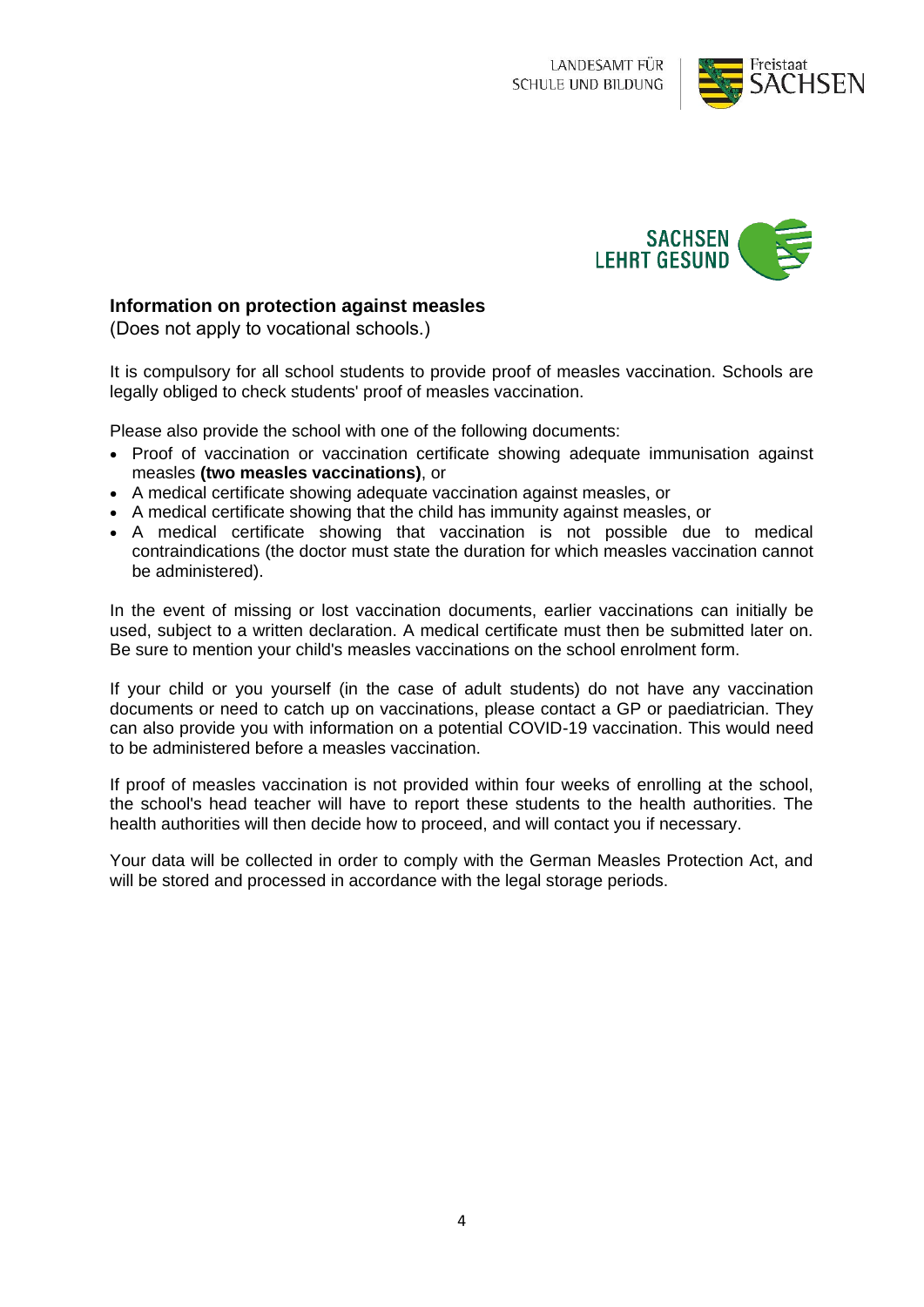## Information on protection against measles

(Does not apply to vocational schools.)

It is compulsory for all school students to provide proof of measles vaccination. Schools are legally obliged to check students' proof of measles vaccination.

Please also provide the school with one of the following documents:

- Proof of vaccination or vaccination certificate showing adequate immunisation against measles **(two measles vaccinations)**, or
- A medical certificate showing adequate vaccination against measles, or
- A medical certificate showing that the child has immunity against measles, or
- A medical certificate showing that vaccination is not possible due to medical contraindications (the doctor must state the duration for which measles vaccination cannot be administered).

In the event of missing or lost vaccination documents, earlier vaccinations can initially be used, subject to a written declaration. A medical certificate must then be submitted later on. Be sure to mention your child's measles vaccinations on the school enrolment form.

If your child or you yourself (in the case of adult students) do not have any vaccination documents or need to catch up on vaccinations, please contact a GP or paediatrician. They can also provide you with information on a potential COVID-19 vaccination. This would need to be administered before a measles vaccination.

If proof of measles vaccination is not provided within four weeks of enrolling at the school, the school's head teacher will have to report these students to the health authorities. The health authorities will then decide how to proceed, and will contact you if necessary.

Your data will be collected in order to comply with the German Measles Protection Act, and will be stored and processed in accordance with the legal storage periods.